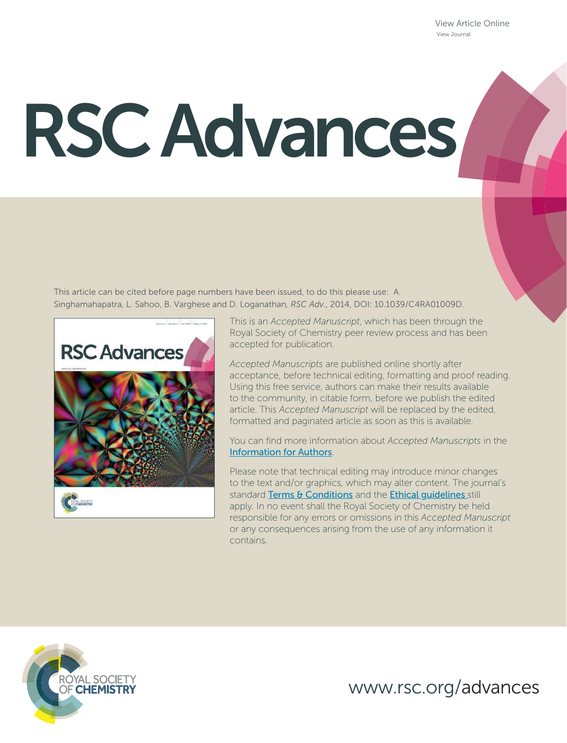View Article Online
View Journal

# RSC Advances

This article can be cited before page numbers have been issued, to do this please use: A. Singhamahapatra, L. Sahoo, B. Varghese and D. Loganathan, *RSC Adv.*, 2014, DOI: 10.1039/C4RA01009D.

This is an *Accepted Manuscript*, which has been through the Royal Society of Chemistry peer review process and has been accepted for publication.

*Accepted Manuscripts* are published online shortly after acceptance, before technical editing, formatting and proof reading. Using this free service, authors can make their results available to the community, in citable form, before we publish the edited article. This *Accepted Manuscript* will be replaced by the edited, formatted and paginated article as soon as this is available.

You can find more information about *Accepted Manuscripts* in the Information for Authors.

Please note that technical editing may introduce minor changes to the text and/or graphics, which may alter content. The journal's standard Terms & Conditions and the Ethical guidelines still apply. In no event shall the Royal Society of Chemistry be held responsible for any errors or omissions in this *Accepted Manuscript* or any consequences arising from the use of any information it contains.

ROYAL SOCIETY OF CHEMISTRY

www.rsc.org/advances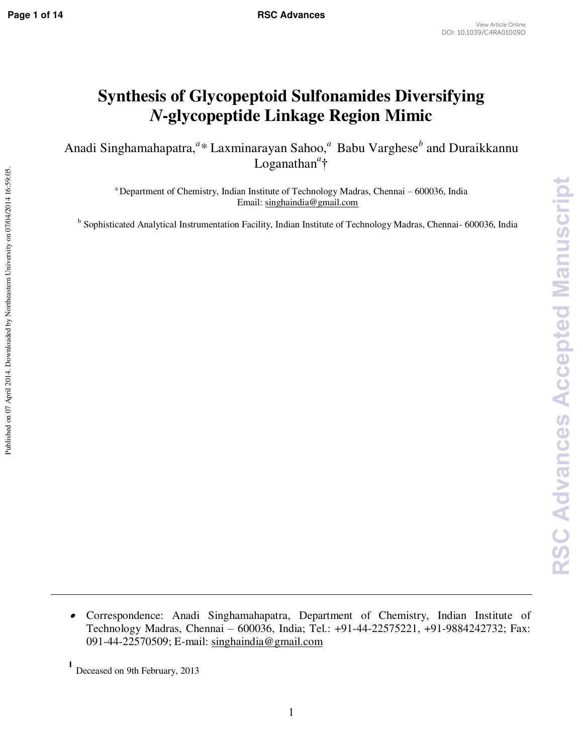# Synthesis of Glycopeptoid Sulfonamides Diversifying *N*-glycopeptide Linkage Region Mimic

Anadi Singhamahapatra,[a]* Laxminarayan Sahoo,[a] Babu Varghese[b] and Duraikkannu Loganathan[a]†

[a] Department of Chemistry, Indian Institute of Technology Madras, Chennai – 600036, India
Email: singhaindia@gmail.com

[b] Sophisticated Analytical Instrumentation Facility, Indian Institute of Technology Madras, Chennai- 600036, India

---

- Correspondence: Anadi Singhamahapatra, Department of Chemistry, Indian Institute of Technology Madras, Chennai – 600036, India; Tel.: +91-44-22575221, +91-9884242732; Fax: 091-44-22570509; E-mail: singhaindia@gmail.com

† Deceased on 9th February, 2013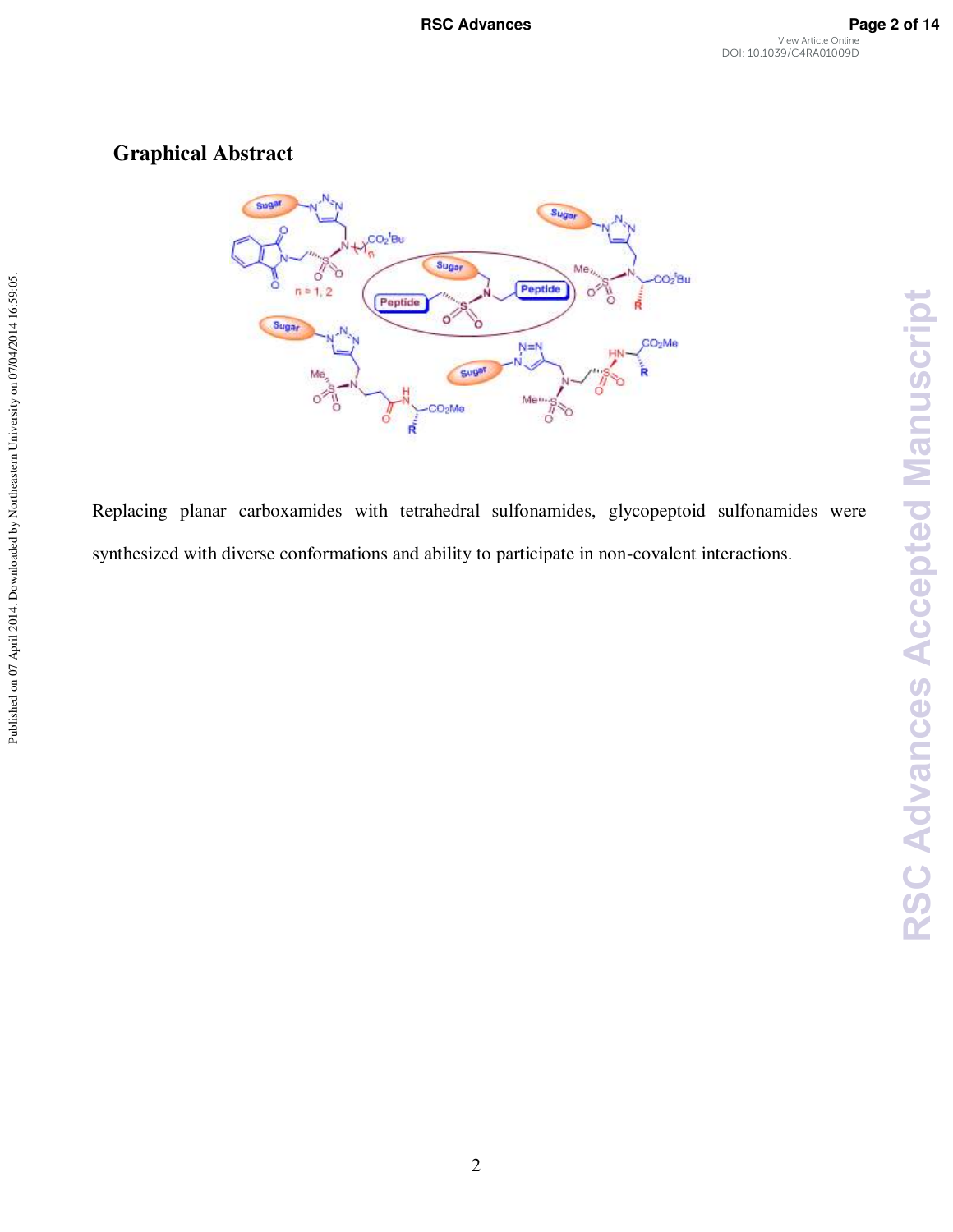## Graphical Abstract

Replacing planar carboxamides with tetrahedral sulfonamides, glycopeptoid sulfonamides were synthesized with diverse conformations and ability to participate in non-covalent interactions.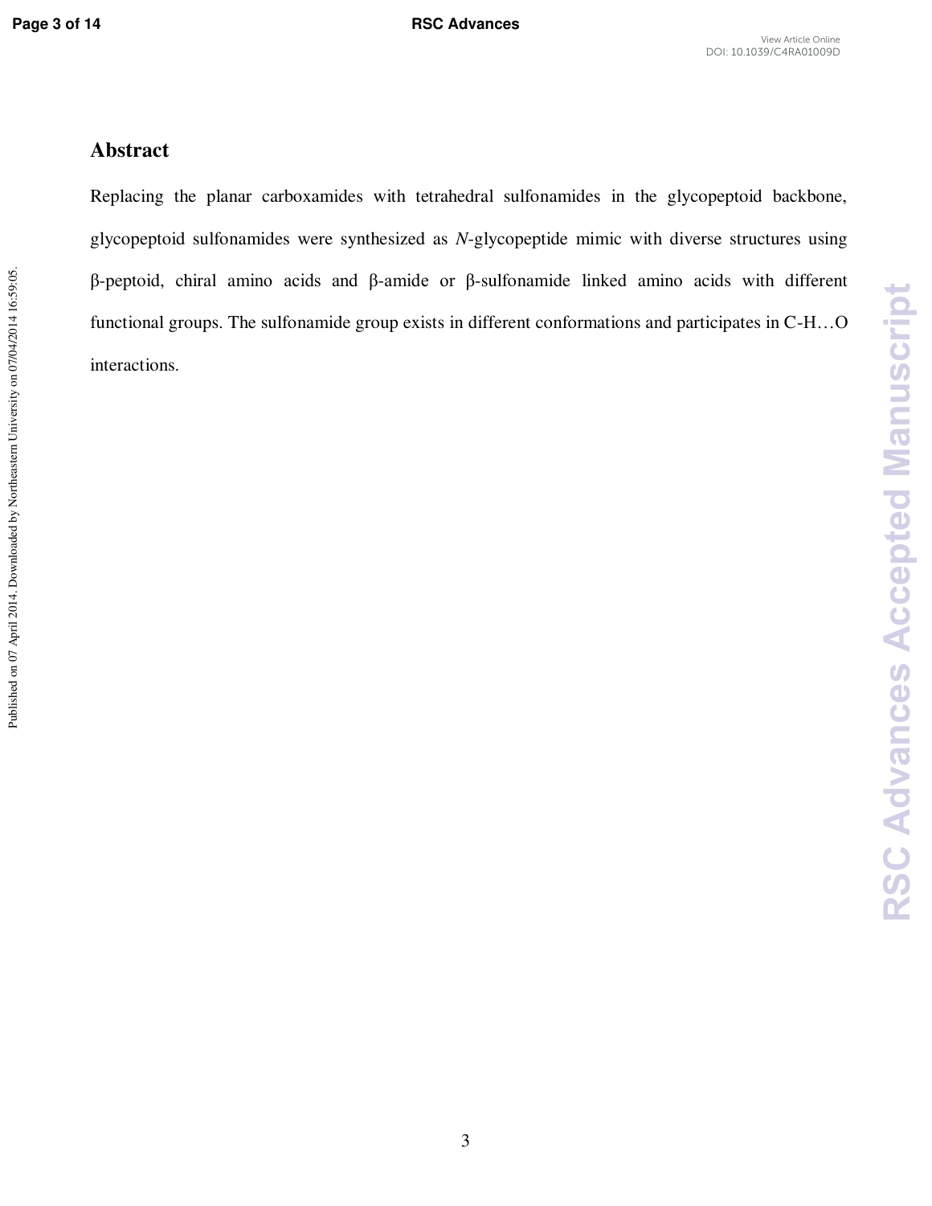## Abstract

Replacing the planar carboxamides with tetrahedral sulfonamides in the glycopeptoid backbone, glycopeptoid sulfonamides were synthesized as *N*-glycopeptide mimic with diverse structures using β-peptoid, chiral amino acids and β-amide or β-sulfonamide linked amino acids with different functional groups. The sulfonamide group exists in different conformations and participates in C-H…O interactions.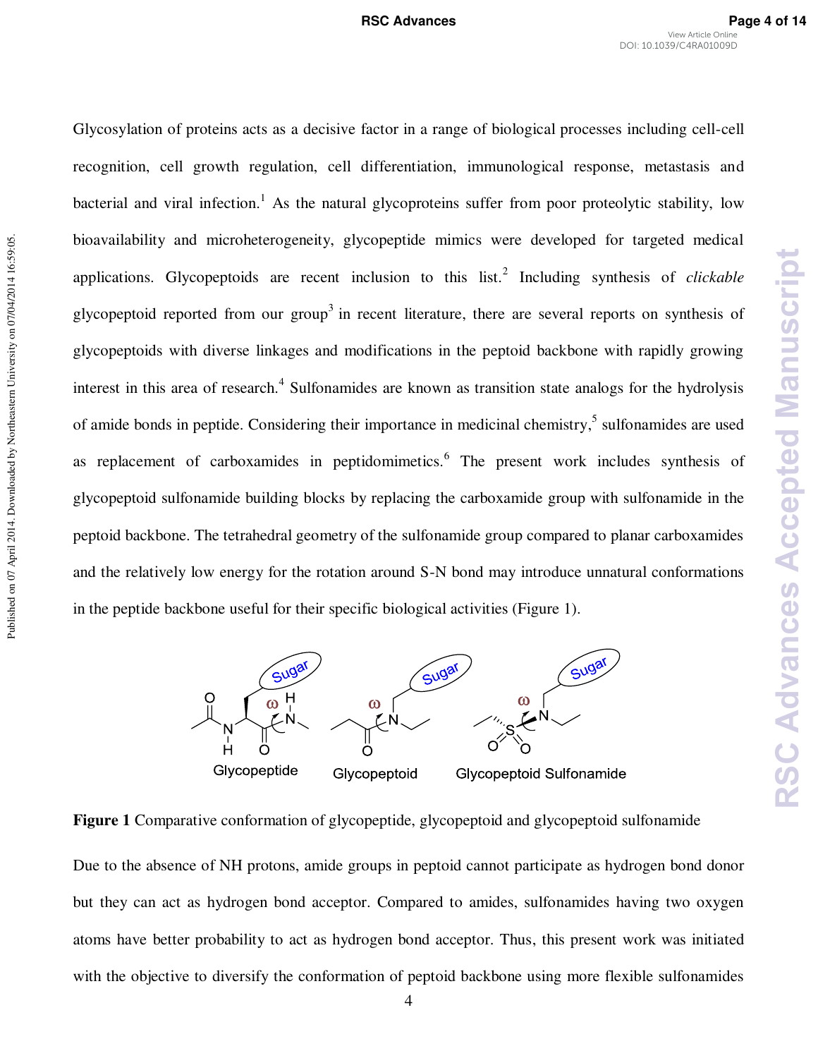Glycosylation of proteins acts as a decisive factor in a range of biological processes including cell-cell recognition, cell growth regulation, cell differentiation, immunological response, metastasis and bacterial and viral infection.[1] As the natural glycoproteins suffer from poor proteolytic stability, low bioavailability and microheterogeneity, glycopeptide mimics were developed for targeted medical applications. Glycopeptoids are recent inclusion to this list.[2] Including synthesis of *clickable* glycopeptoid reported from our group[3] in recent literature, there are several reports on synthesis of glycopeptoids with diverse linkages and modifications in the peptoid backbone with rapidly growing interest in this area of research.[4] Sulfonamides are known as transition state analogs for the hydrolysis of amide bonds in peptide. Considering their importance in medicinal chemistry,[5] sulfonamides are used as replacement of carboxamides in peptidomimetics.[6] The present work includes synthesis of glycopeptoid sulfonamide building blocks by replacing the carboxamide group with sulfonamide in the peptoid backbone. The tetrahedral geometry of the sulfonamide group compared to planar carboxamides and the relatively low energy for the rotation around S-N bond may introduce unnatural conformations in the peptide backbone useful for their specific biological activities (Figure 1).

**Figure 1** Comparative conformation of glycopeptide, glycopeptoid and glycopeptoid sulfonamide

Due to the absence of NH protons, amide groups in peptoid cannot participate as hydrogen bond donor but they can act as hydrogen bond acceptor. Compared to amides, sulfonamides having two oxygen atoms have better probability to act as hydrogen bond acceptor. Thus, this present work was initiated with the objective to diversify the conformation of peptoid backbone using more flexible sulfonamides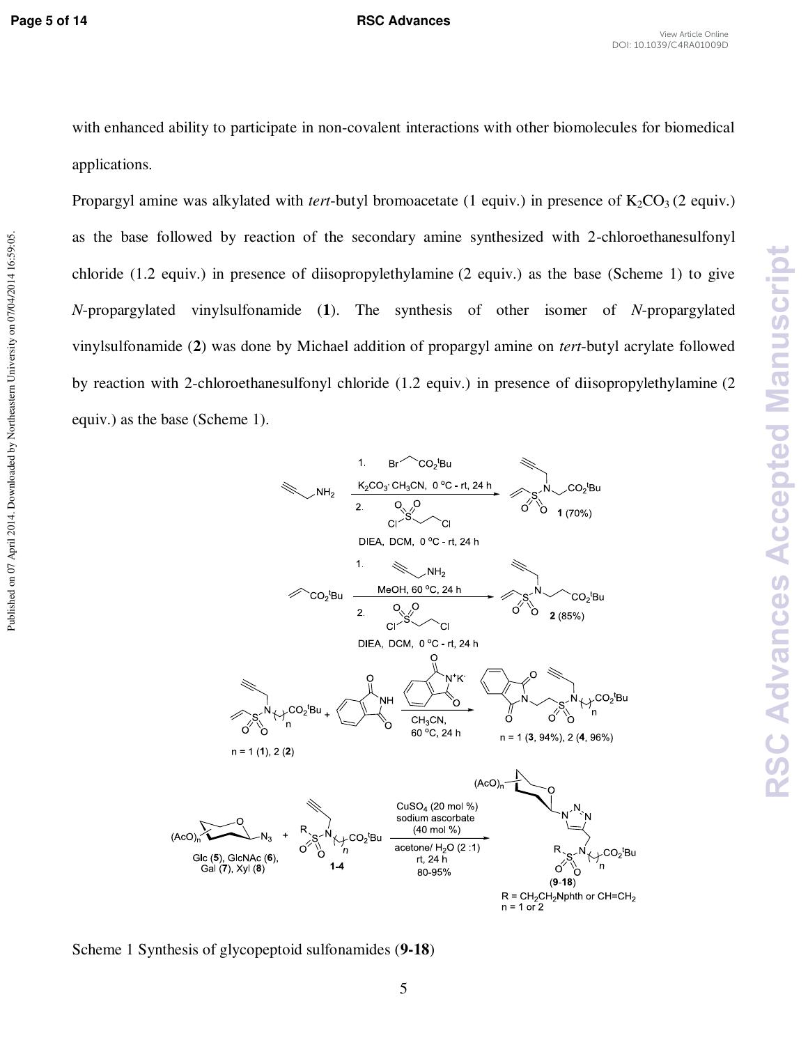with enhanced ability to participate in non-covalent interactions with other biomolecules for biomedical applications.

Propargyl amine was alkylated with *tert*-butyl bromoacetate (1 equiv.) in presence of $K_2CO_3$ (2 equiv.) as the base followed by reaction of the secondary amine synthesized with 2-chloroethanesulfonyl chloride (1.2 equiv.) in presence of diisopropylethylamine (2 equiv.) as the base (Scheme 1) to give *N*-propargylated vinylsulfonamide (**1**). The synthesis of other isomer of *N*-propargylated vinylsulfonamide (**2**) was done by Michael addition of propargyl amine on *tert*-butyl acrylate followed by reaction with 2-chloroethanesulfonyl chloride (1.2 equiv.) in presence of diisopropylethylamine (2 equiv.) as the base (Scheme 1).

Scheme 1 Synthesis of glycopeptoid sulfonamides (**9-18**)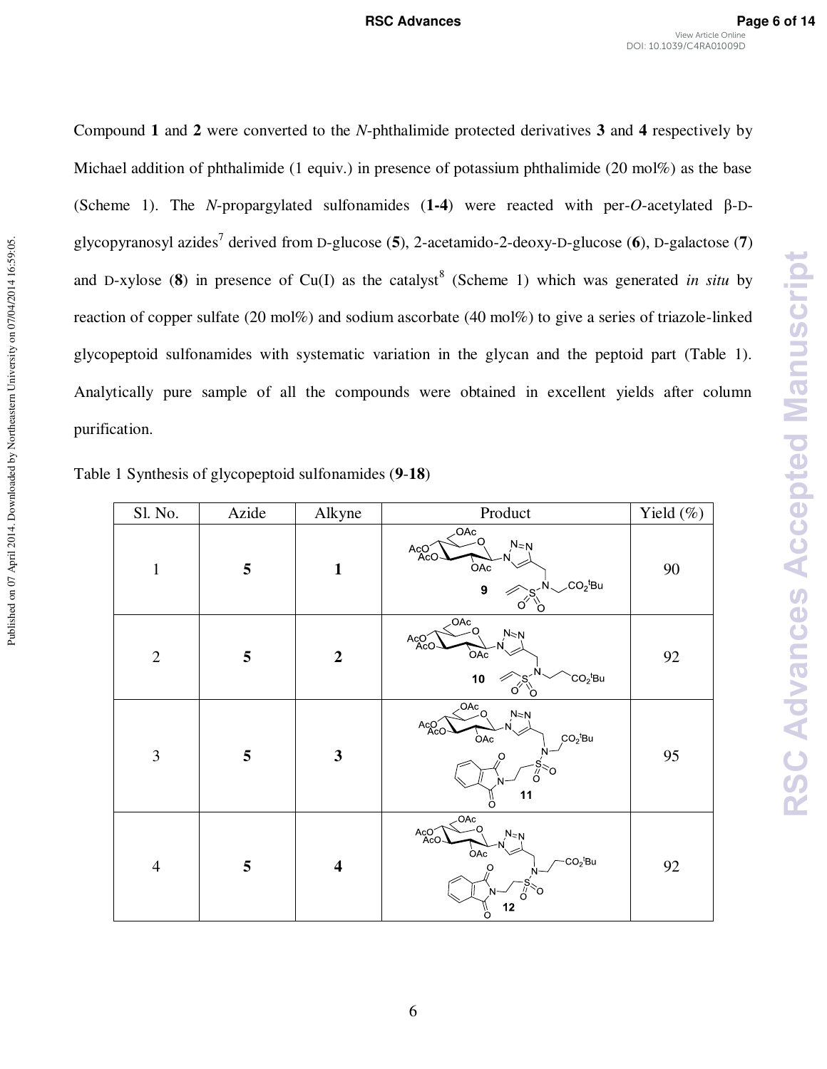Compound **1** and **2** were converted to the *N*-phthalimide protected derivatives **3** and **4** respectively by Michael addition of phthalimide (1 equiv.) in presence of potassium phthalimide (20 mol%) as the base (Scheme 1). The *N*-propargylated sulfonamides (**1-4**) were reacted with per-*O*-acetylated β-D-glycopyranosyl azides[7] derived from D-glucose (**5**), 2-acetamido-2-deoxy-D-glucose (**6**), D-galactose (**7**) and D-xylose (**8**) in presence of Cu(I) as the catalyst[8] (Scheme 1) which was generated *in situ* by reaction of copper sulfate (20 mol%) and sodium ascorbate (40 mol%) to give a series of triazole-linked glycopeptoid sulfonamides with systematic variation in the glycan and the peptoid part (Table 1). Analytically pure sample of all the compounds were obtained in excellent yields after column purification.

Table 1 Synthesis of glycopeptoid sulfonamides (**9**-**18**)

| Sl. No. | Azide | Alkyne | Product | Yield (%) |
|---|---|---|---|---|
| 1 | **5** | **1** | **9** | 90 |
| 2 | **5** | **2** | **10** | 92 |
| 3 | **5** | **3** | **11** | 95 |
| 4 | **5** | **4** | **12** | 92 |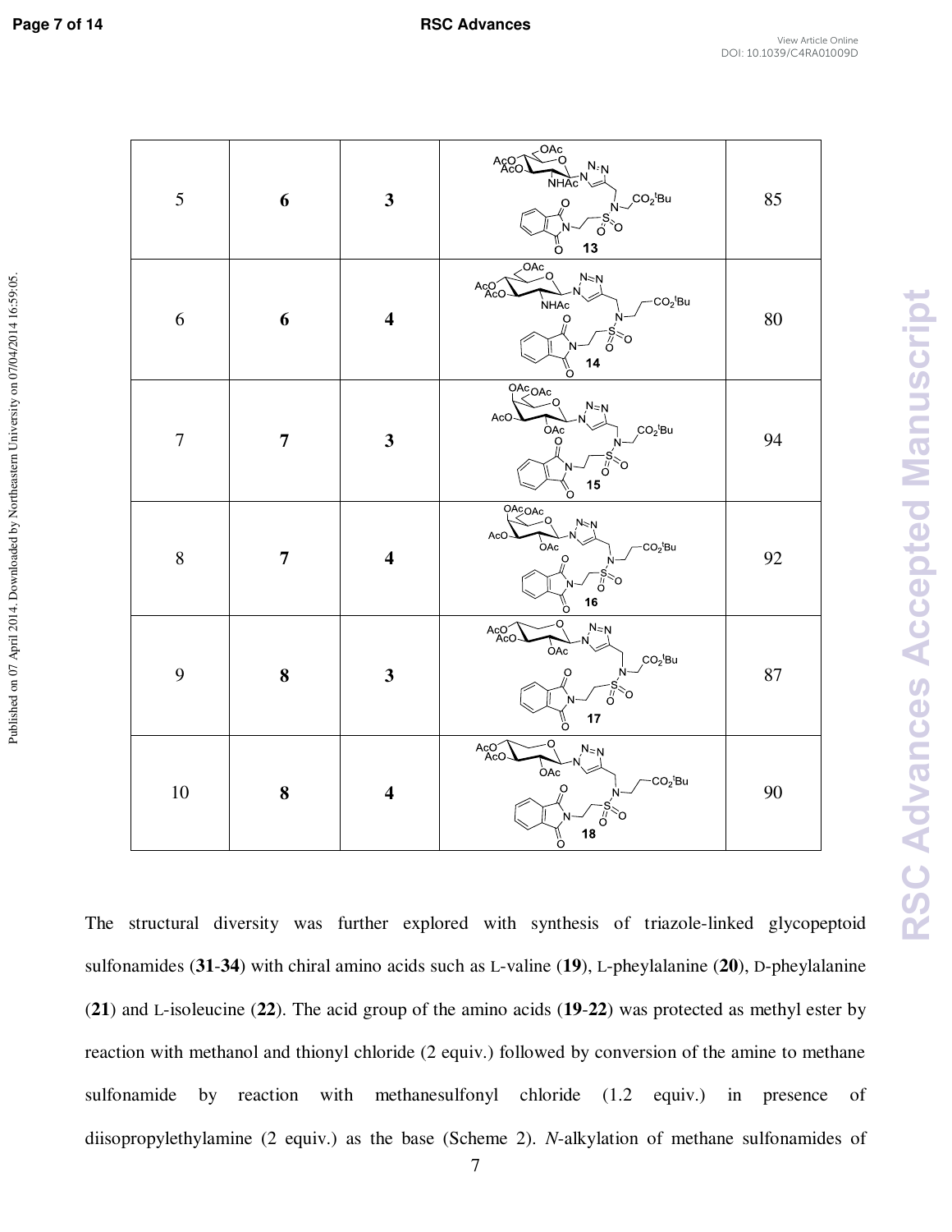| 5 | **6** | **3** | **13** | 85 |
|---|---|---|---|---|
| 6 | **6** | **4** | **14** | 80 |
| 7 | **7** | **3** | **15** | 94 |
| 8 | **7** | **4** | **16** | 92 |
| 9 | **8** | **3** | **17** | 87 |
| 10 | **8** | **4** | **18** | 90 |

The structural diversity was further explored with synthesis of triazole-linked glycopeptoid sulfonamides (**31**-**34**) with chiral amino acids such as L-valine (**19**), L-pheylalanine (**20**), D-pheylalanine (**21**) and L-isoleucine (**22**). The acid group of the amino acids (**19**-**22**) was protected as methyl ester by reaction with methanol and thionyl chloride (2 equiv.) followed by conversion of the amine to methane sulfonamide by reaction with methanesulfonyl chloride (1.2 equiv.) in presence of diisopropylethylamine (2 equiv.) as the base (Scheme 2). *N*-alkylation of methane sulfonamides of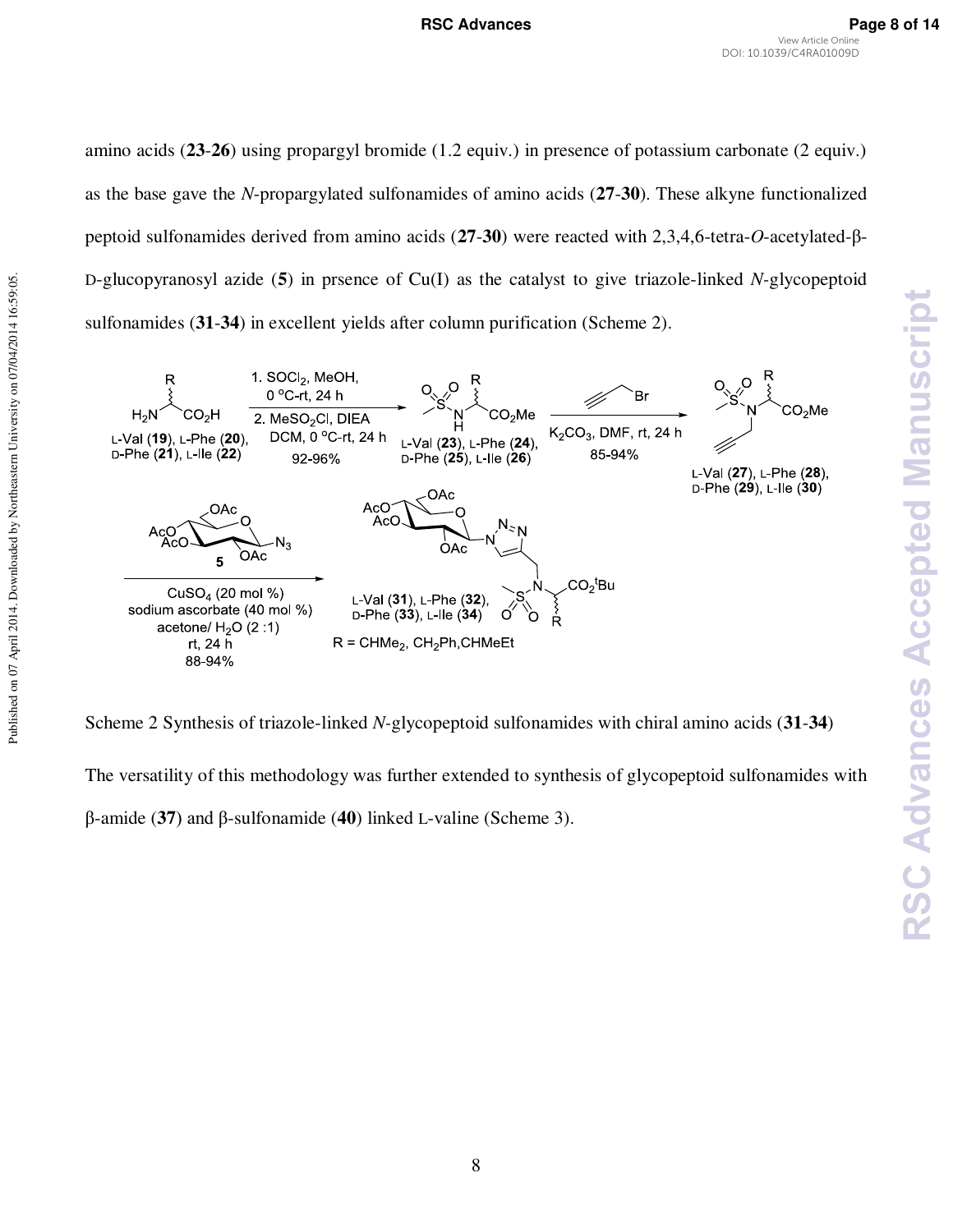amino acids (**23**-**26**) using propargyl bromide (1.2 equiv.) in presence of potassium carbonate (2 equiv.) as the base gave the *N*-propargylated sulfonamides of amino acids (**27**-**30**). These alkyne functionalized peptoid sulfonamides derived from amino acids (**27**-**30**) were reacted with 2,3,4,6-tetra-*O*-acetylated-β-D-glucopyranosyl azide (**5**) in prsence of Cu(I) as the catalyst to give triazole-linked *N*-glycopeptoid sulfonamides (**31**-**34**) in excellent yields after column purification (Scheme 2).

Scheme 2 Synthesis of triazole-linked *N*-glycopeptoid sulfonamides with chiral amino acids (**31**-**34**)

The versatility of this methodology was further extended to synthesis of glycopeptoid sulfonamides with β-amide (**37**) and β-sulfonamide (**40**) linked L-valine (Scheme 3).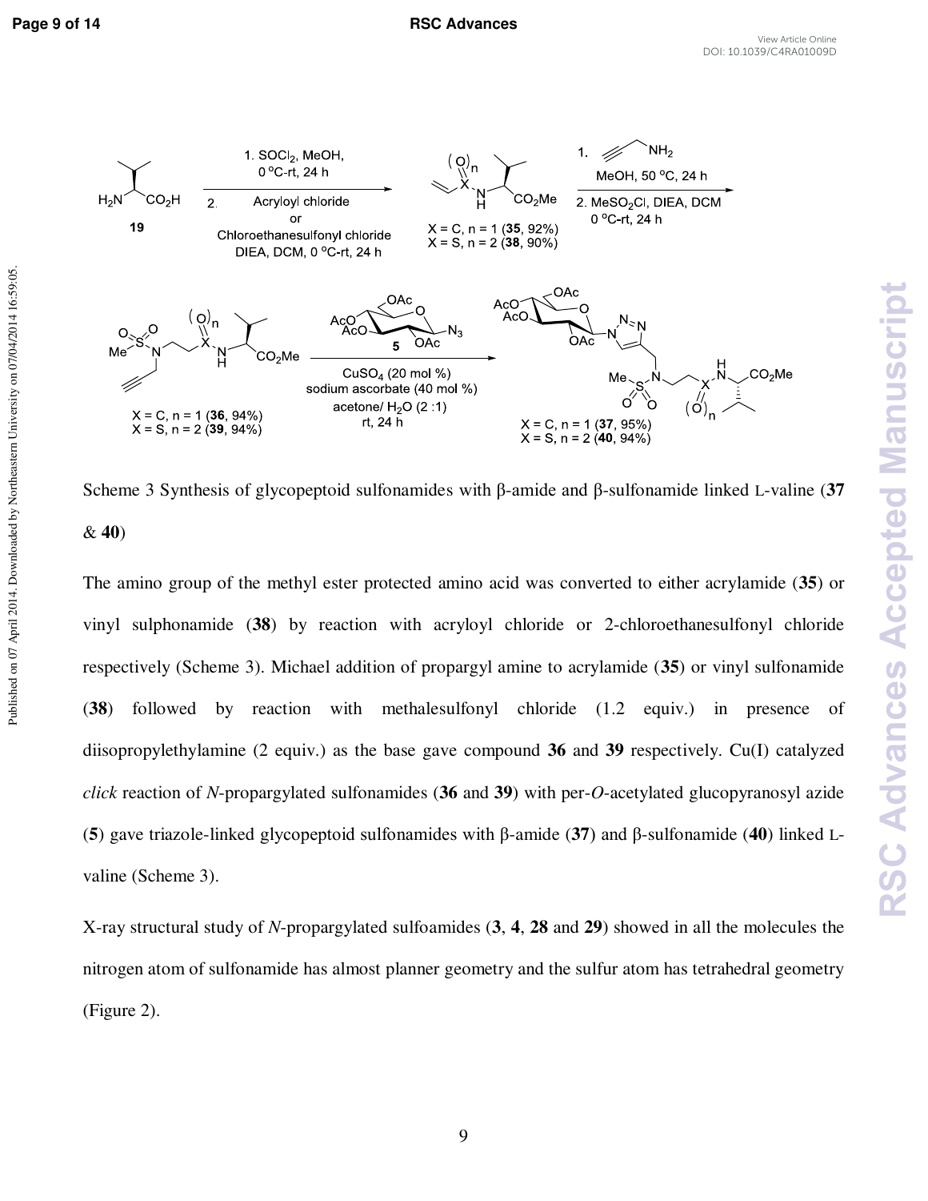Scheme 3 Synthesis of glycopeptoid sulfonamides with β-amide and β-sulfonamide linked L-valine (**37** & **40**)

The amino group of the methyl ester protected amino acid was converted to either acrylamide (**35**) or vinyl sulphonamide (**38**) by reaction with acryloyl chloride or 2-chloroethanesulfonyl chloride respectively (Scheme 3). Michael addition of propargyl amine to acrylamide (**35**) or vinyl sulfonamide (**38**) followed by reaction with methalesulfonyl chloride (1.2 equiv.) in presence of diisopropylethylamine (2 equiv.) as the base gave compound **36** and **39** respectively. Cu(I) catalyzed *click* reaction of *N*-propargylated sulfonamides (**36** and **39**) with per-*O*-acetylated glucopyranosyl azide (**5**) gave triazole-linked glycopeptoid sulfonamides with β-amide (**37**) and β-sulfonamide (**40**) linked L-valine (Scheme 3).

X-ray structural study of *N*-propargylated sulfoamides (**3**, **4**, **28** and **29**) showed in all the molecules the nitrogen atom of sulfonamide has almost planner geometry and the sulfur atom has tetrahedral geometry (Figure 2).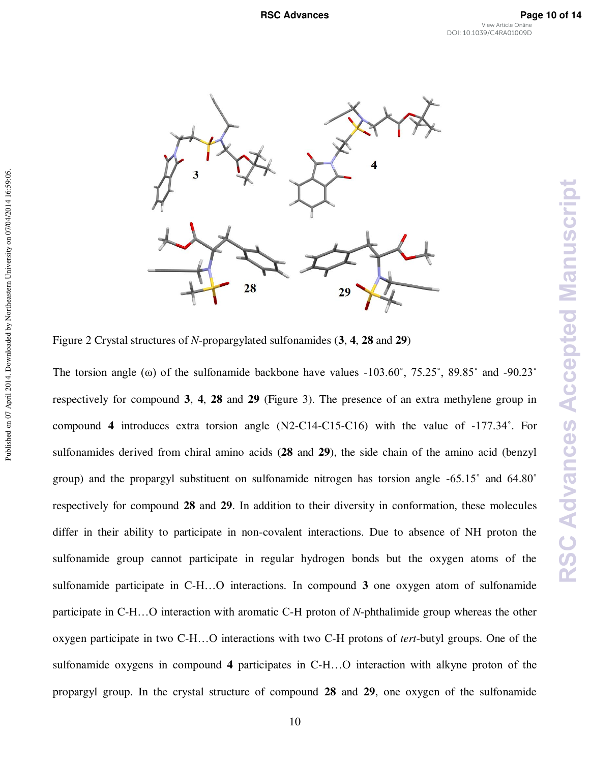Figure 2 Crystal structures of *N*-propargylated sulfonamides (**3**, **4**, **28** and **29**)

The torsion angle (ω) of the sulfonamide backbone have values -103.60˚, 75.25˚, 89.85˚ and -90.23˚ respectively for compound **3**, **4**, **28** and **29** (Figure 3). The presence of an extra methylene group in compound **4** introduces extra torsion angle (N2-C14-C15-C16) with the value of -177.34˚. For sulfonamides derived from chiral amino acids (**28** and **29**), the side chain of the amino acid (benzyl group) and the propargyl substituent on sulfonamide nitrogen has torsion angle -65.15˚ and 64.80˚ respectively for compound **28** and **29**. In addition to their diversity in conformation, these molecules differ in their ability to participate in non-covalent interactions. Due to absence of NH proton the sulfonamide group cannot participate in regular hydrogen bonds but the oxygen atoms of the sulfonamide participate in C-H…O interactions. In compound **3** one oxygen atom of sulfonamide participate in C-H…O interaction with aromatic C-H proton of *N*-phthalimide group whereas the other oxygen participate in two C-H…O interactions with two C-H protons of *tert*-butyl groups. One of the sulfonamide oxygens in compound **4** participates in C-H…O interaction with alkyne proton of the propargyl group. In the crystal structure of compound **28** and **29**, one oxygen of the sulfonamide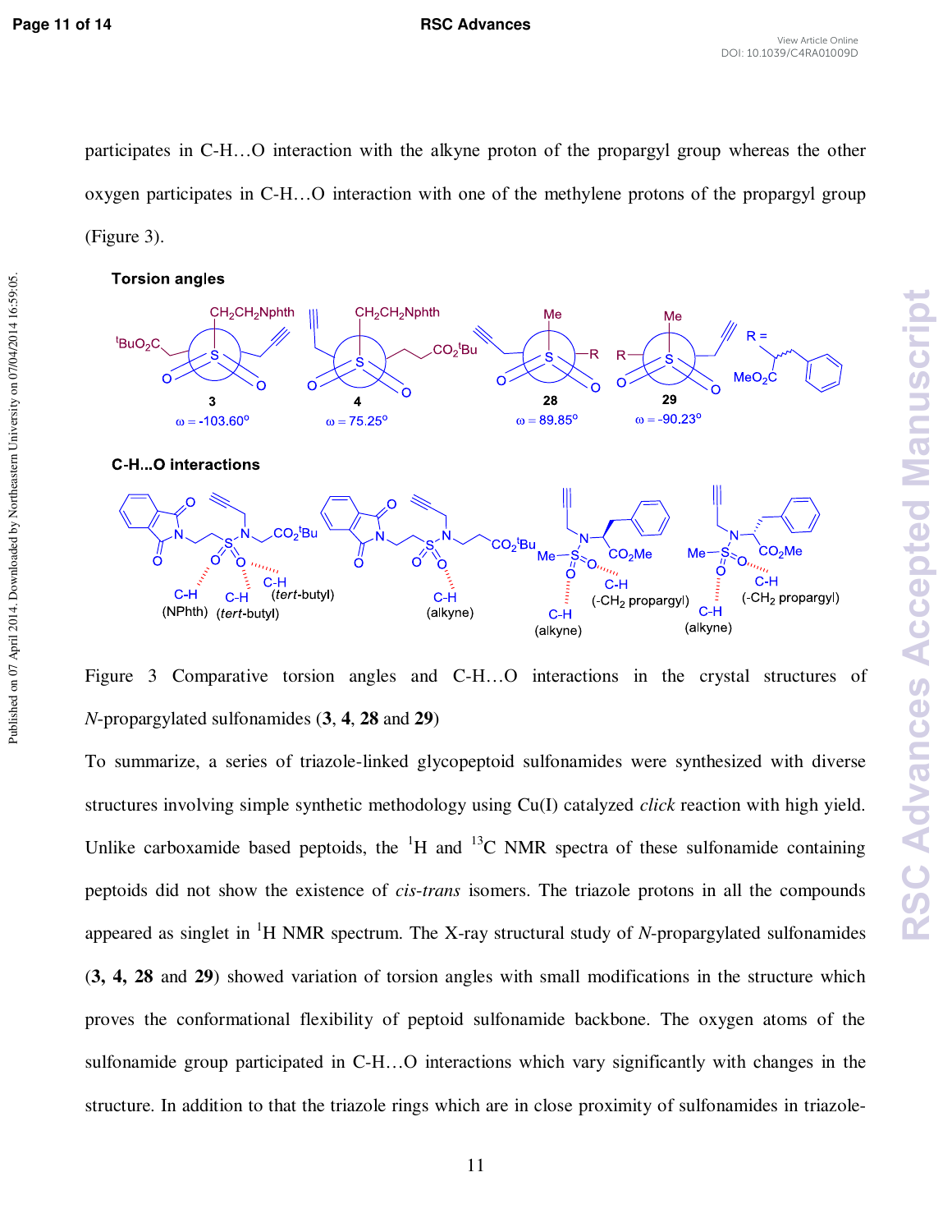participates in C-H…O interaction with the alkyne proton of the propargyl group whereas the other oxygen participates in C-H…O interaction with one of the methylene protons of the propargyl group (Figure 3).

Figure 3 Comparative torsion angles and C-H…O interactions in the crystal structures of *N*-propargylated sulfonamides (**3**, **4**, **28** and **29**)

To summarize, a series of triazole-linked glycopeptoid sulfonamides were synthesized with diverse structures involving simple synthetic methodology using Cu(I) catalyzed *click* reaction with high yield. Unlike carboxamide based peptoids, the $^{1}$H and $^{13}$C NMR spectra of these sulfonamide containing peptoids did not show the existence of *cis-trans* isomers. The triazole protons in all the compounds appeared as singlet in $^{1}$H NMR spectrum. The X-ray structural study of *N*-propargylated sulfonamides (**3, 4, 28** and **29**) showed variation of torsion angles with small modifications in the structure which proves the conformational flexibility of peptoid sulfonamide backbone. The oxygen atoms of the sulfonamide group participated in C-H…O interactions which vary significantly with changes in the structure. In addition to that the triazole rings which are in close proximity of sulfonamides in triazole-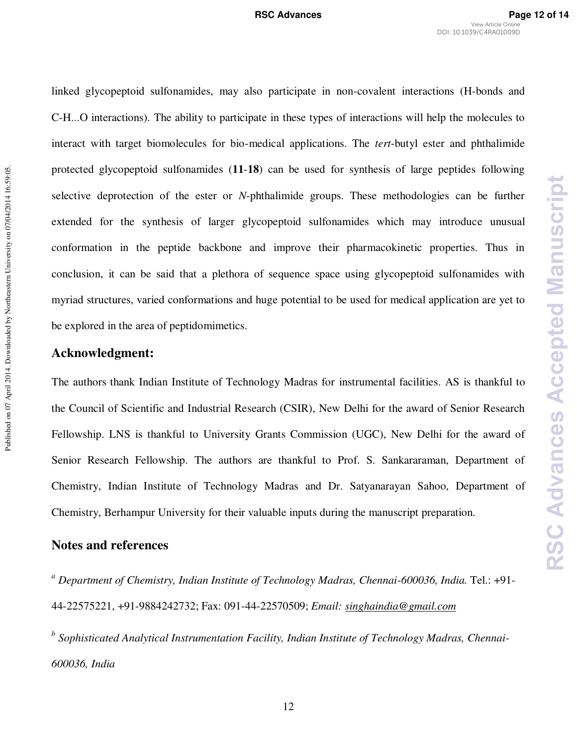linked glycopeptoid sulfonamides, may also participate in non-covalent interactions (H-bonds and C-H...O interactions). The ability to participate in these types of interactions will help the molecules to interact with target biomolecules for bio-medical applications. The *tert*-butyl ester and phthalimide protected glycopeptoid sulfonamides (**11**-**18**) can be used for synthesis of large peptides following selective deprotection of the ester or *N*-phthalimide groups. These methodologies can be further extended for the synthesis of larger glycopeptoid sulfonamides which may introduce unusual conformation in the peptide backbone and improve their pharmacokinetic properties. Thus in conclusion, it can be said that a plethora of sequence space using glycopeptoid sulfonamides with myriad structures, varied conformations and huge potential to be used for medical application are yet to be explored in the area of peptidomimetics.

## Acknowledgment:

The authors thank Indian Institute of Technology Madras for instrumental facilities. AS is thankful to the Council of Scientific and Industrial Research (CSIR), New Delhi for the award of Senior Research Fellowship. LNS is thankful to University Grants Commission (UGC), New Delhi for the award of Senior Research Fellowship. The authors are thankful to Prof. S. Sankararaman, Department of Chemistry, Indian Institute of Technology Madras and Dr. Satyanarayan Sahoo, Department of Chemistry, Berhampur University for their valuable inputs during the manuscript preparation.

## Notes and references

[a] *Department of Chemistry, Indian Institute of Technology Madras, Chennai-600036, India.* Tel.: +91-44-22575221, +91-9884242732; Fax: 091-44-22570509; *Email:* singhaindia@gmail.com

[b] *Sophisticated Analytical Instrumentation Facility, Indian Institute of Technology Madras, Chennai-600036, India*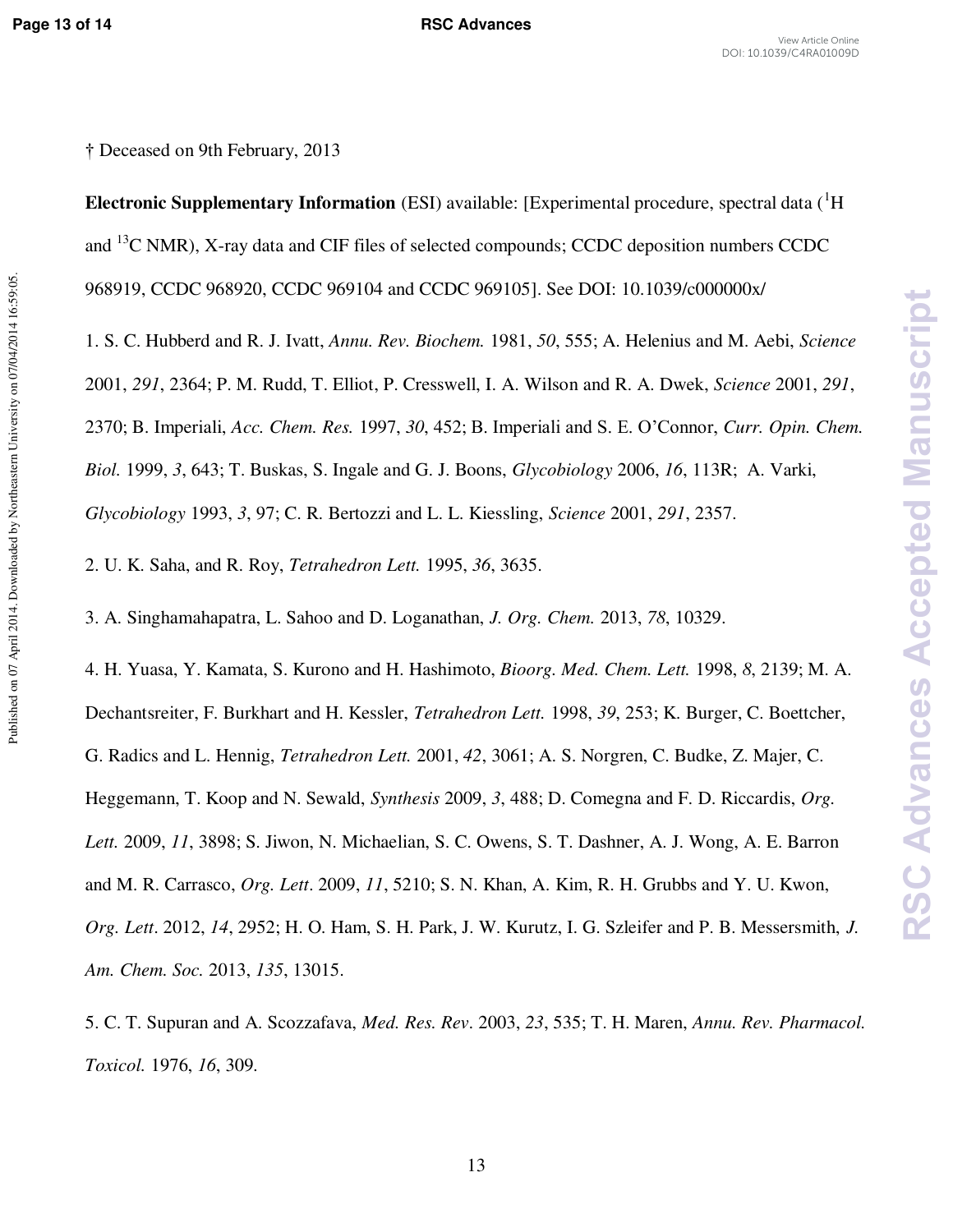† Deceased on 9th February, 2013

**Electronic Supplementary Information** (ESI) available: [Experimental procedure, spectral data ($^{1}$H and $^{13}$C NMR), X-ray data and CIF files of selected compounds; CCDC deposition numbers CCDC 968919, CCDC 968920, CCDC 969104 and CCDC 969105]. See DOI: 10.1039/c000000x/

1. S. C. Hubberd and R. J. Ivatt, *Annu. Rev. Biochem.* 1981, *50*, 555; A. Helenius and M. Aebi, *Science* 2001, *291*, 2364; P. M. Rudd, T. Elliot, P. Cresswell, I. A. Wilson and R. A. Dwek, *Science* 2001, *291*, 2370; B. Imperiali, *Acc. Chem. Res.* 1997, *30*, 452; B. Imperiali and S. E. O'Connor, *Curr. Opin. Chem. Biol.* 1999, *3*, 643; T. Buskas, S. Ingale and G. J. Boons, *Glycobiology* 2006, *16*, 113R; A. Varki, *Glycobiology* 1993, *3*, 97; C. R. Bertozzi and L. L. Kiessling, *Science* 2001, *291*, 2357.

2. U. K. Saha, and R. Roy, *Tetrahedron Lett.* 1995, *36*, 3635.

3. A. Singhamahapatra, L. Sahoo and D. Loganathan, *J. Org. Chem.* 2013, *78*, 10329.

4. H. Yuasa, Y. Kamata, S. Kurono and H. Hashimoto, *Bioorg. Med. Chem. Lett.* 1998, *8*, 2139; M. A. Dechantsreiter, F. Burkhart and H. Kessler, *Tetrahedron Lett.* 1998, *39*, 253; K. Burger, C. Boettcher, G. Radics and L. Hennig, *Tetrahedron Lett.* 2001, *42*, 3061; A. S. Norgren, C. Budke, Z. Majer, C. Heggemann, T. Koop and N. Sewald, *Synthesis* 2009, *3*, 488; D. Comegna and F. D. Riccardis, *Org. Lett.* 2009, *11*, 3898; S. Jiwon, N. Michaelian, S. C. Owens, S. T. Dashner, A. J. Wong, A. E. Barron and M. R. Carrasco, *Org. Lett*. 2009, *11*, 5210; S. N. Khan, A. Kim, R. H. Grubbs and Y. U. Kwon, *Org. Lett*. 2012, *14*, 2952; H. O. Ham, S. H. Park, J. W. Kurutz, I. G. Szleifer and P. B. Messersmith, *J. Am. Chem. Soc.* 2013, *135*, 13015.

5. C. T. Supuran and A. Scozzafava, *Med. Res. Rev*. 2003, *23*, 535; T. H. Maren, *Annu. Rev. Pharmacol. Toxicol.* 1976, *16*, 309.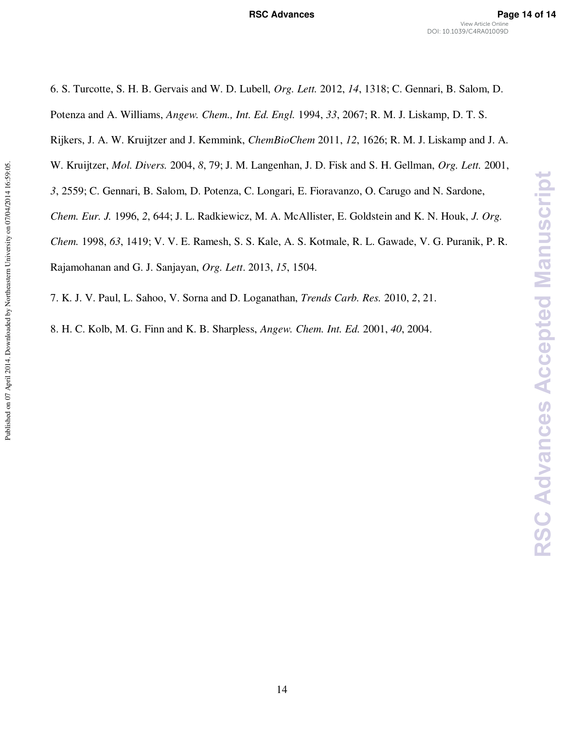6. S. Turcotte, S. H. B. Gervais and W. D. Lubell, *Org. Lett.* 2012, *14*, 1318; C. Gennari, B. Salom, D. Potenza and A. Williams, *Angew. Chem., Int. Ed. Engl.* 1994, *33*, 2067; R. M. J. Liskamp, D. T. S. Rijkers, J. A. W. Kruijtzer and J. Kemmink, *ChemBioChem* 2011, *12*, 1626; R. M. J. Liskamp and J. A. W. Kruijtzer, *Mol. Divers.* 2004, *8*, 79; J. M. Langenhan, J. D. Fisk and S. H. Gellman, *Org. Lett.* 2001, *3*, 2559; C. Gennari, B. Salom, D. Potenza, C. Longari, E. Fioravanzo, O. Carugo and N. Sardone, *Chem. Eur. J.* 1996, *2*, 644; J. L. Radkiewicz, M. A. McAllister, E. Goldstein and K. N. Houk, *J. Org. Chem.* 1998, *63*, 1419; V. V. E. Ramesh, S. S. Kale, A. S. Kotmale, R. L. Gawade, V. G. Puranik, P. R. Rajamohanan and G. J. Sanjayan, *Org. Lett*. 2013, *15*, 1504.

7. K. J. V. Paul, L. Sahoo, V. Sorna and D. Loganathan, *Trends Carb. Res.* 2010, *2*, 21.

8. H. C. Kolb, M. G. Finn and K. B. Sharpless, *Angew. Chem. Int. Ed.* 2001, *40*, 2004.